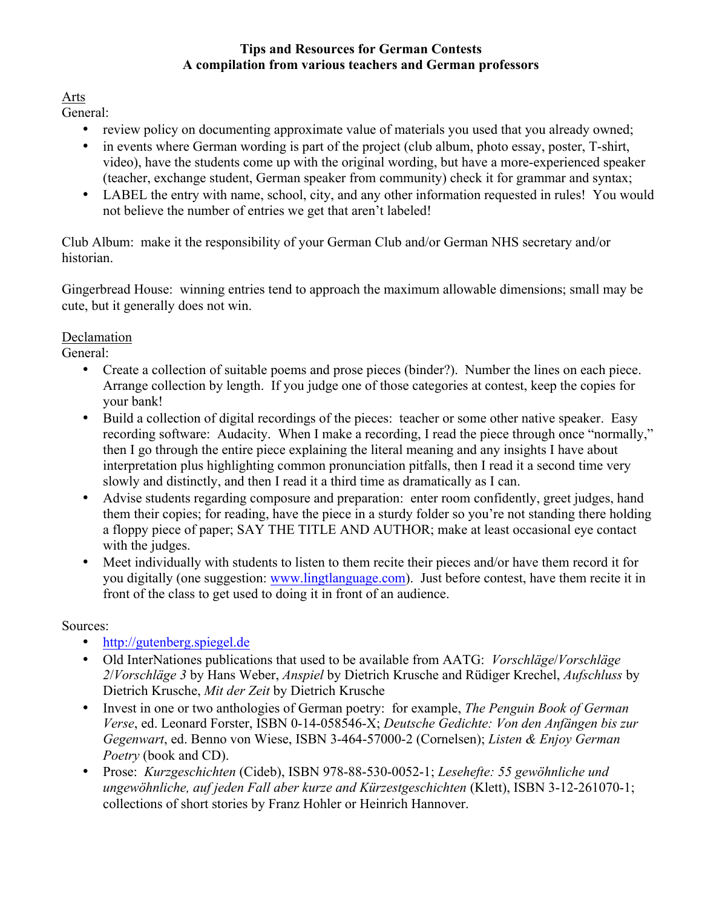**Tips and Resources for German Contests**
**A compilation from various teachers and German professors**

Arts

General:

- review policy on documenting approximate value of materials you used that you already owned;
- in events where German wording is part of the project (club album, photo essay, poster, T-shirt, video), have the students come up with the original wording, but have a more-experienced speaker (teacher, exchange student, German speaker from community) check it for grammar and syntax;
- LABEL the entry with name, school, city, and any other information requested in rules! You would not believe the number of entries we get that aren't labeled!

Club Album: make it the responsibility of your German Club and/or German NHS secretary and/or historian.

Gingerbread House: winning entries tend to approach the maximum allowable dimensions; small may be cute, but it generally does not win.

Declamation

General:

- Create a collection of suitable poems and prose pieces (binder?). Number the lines on each piece. Arrange collection by length. If you judge one of those categories at contest, keep the copies for your bank!
- Build a collection of digital recordings of the pieces: teacher or some other native speaker. Easy recording software: Audacity. When I make a recording, I read the piece through once "normally," then I go through the entire piece explaining the literal meaning and any insights I have about interpretation plus highlighting common pronunciation pitfalls, then I read it a second time very slowly and distinctly, and then I read it a third time as dramatically as I can.
- Advise students regarding composure and preparation: enter room confidently, greet judges, hand them their copies; for reading, have the piece in a sturdy folder so you're not standing there holding a floppy piece of paper; SAY THE TITLE AND AUTHOR; make at least occasional eye contact with the judges.
- Meet individually with students to listen to them recite their pieces and/or have them record it for you digitally (one suggestion: www.lingtlanguage.com). Just before contest, have them recite it in front of the class to get used to doing it in front of an audience.

Sources:

- http://gutenberg.spiegel.de
- Old InterNationes publications that used to be available from AATG: *Vorschläge*/*Vorschläge 2*/*Vorschläge 3* by Hans Weber, *Anspiel* by Dietrich Krusche and Rüdiger Krechel, *Aufschluss* by Dietrich Krusche, *Mit der Zeit* by Dietrich Krusche
- Invest in one or two anthologies of German poetry: for example, *The Penguin Book of German Verse*, ed. Leonard Forster, ISBN 0-14-058546-X; *Deutsche Gedichte: Von den Anfängen bis zur Gegenwart*, ed. Benno von Wiese, ISBN 3-464-57000-2 (Cornelsen); *Listen & Enjoy German Poetry* (book and CD).
- Prose: *Kurzgeschichten* (Cideb), ISBN 978-88-530-0052-1; *Lesehefte: 55 gewöhnliche und ungewöhnliche, auf jeden Fall aber kurze and Kürzestgeschichten* (Klett), ISBN 3-12-261070-1; collections of short stories by Franz Hohler or Heinrich Hannover.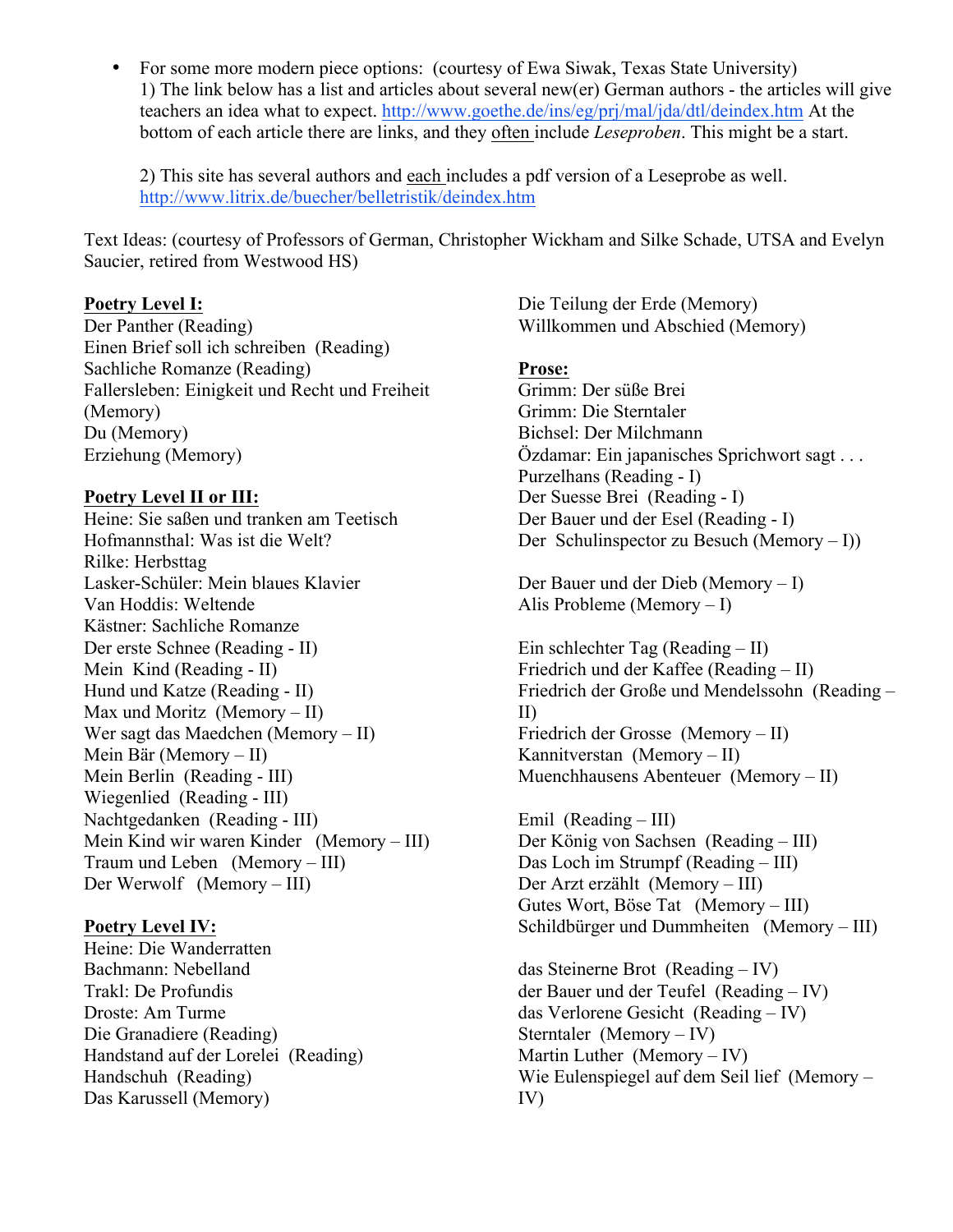- For some more modern piece options: (courtesy of Ewa Siwak, Texas State University)
  1) The link below has a list and articles about several new(er) German authors - the articles will give teachers an idea what to expect. http://www.goethe.de/ins/eg/prj/mal/jda/dtl/deindex.htm At the bottom of each article there are links, and they often include *Leseproben*. This might be a start.

  2) This site has several authors and each includes a pdf version of a Leseprobe as well. http://www.litrix.de/buecher/belletristik/deindex.htm

Text Ideas: (courtesy of Professors of German, Christopher Wickham and Silke Schade, UTSA and Evelyn Saucier, retired from Westwood HS)

**Poetry Level I:**
Der Panther (Reading)
Einen Brief soll ich schreiben (Reading)
Sachliche Romanze (Reading)
Fallersleben: Einigkeit und Recht und Freiheit (Memory)
Du (Memory)
Erziehung (Memory)

**Poetry Level II or III:**
Heine: Sie saßen und tranken am Teetisch
Hofmannsthal: Was ist die Welt?
Rilke: Herbsttag
Lasker-Schüler: Mein blaues Klavier
Van Hoddis: Weltende
Kästner: Sachliche Romanze
Der erste Schnee (Reading - II)
Mein Kind (Reading - II)
Hund und Katze (Reading - II)
Max und Moritz (Memory – II)
Wer sagt das Maedchen (Memory – II)
Mein Bär (Memory – II)
Mein Berlin (Reading - III)
Wiegenlied (Reading - III)
Nachtgedanken (Reading - III)
Mein Kind wir waren Kinder (Memory – III)
Traum und Leben (Memory – III)
Der Werwolf (Memory – III)

**Poetry Level IV:**
Heine: Die Wanderratten
Bachmann: Nebelland
Trakl: De Profundis
Droste: Am Turme
Die Granadiere (Reading)
Handstand auf der Lorelei (Reading)
Handschuh (Reading)
Das Karussell (Memory)
Die Teilung der Erde (Memory)
Willkommen und Abschied (Memory)

**Prose:**
Grimm: Der süße Brei
Grimm: Die Sterntaler
Bichsel: Der Milchmann
Özdamar: Ein japanisches Sprichwort sagt . . .
Purzelhans (Reading - I)
Der Suesse Brei (Reading - I)
Der Bauer und der Esel (Reading - I)
Der Schulinspector zu Besuch (Memory – I))

Der Bauer und der Dieb (Memory – I)
Alis Probleme (Memory – I)

Ein schlechter Tag (Reading – II)
Friedrich und der Kaffee (Reading – II)
Friedrich der Große und Mendelssohn (Reading – II)
Friedrich der Grosse (Memory – II)
Kannitverstan (Memory – II)
Muenchhausens Abenteuer (Memory – II)

Emil (Reading – III)
Der König von Sachsen (Reading – III)
Das Loch im Strumpf (Reading – III)
Der Arzt erzählt (Memory – III)
Gutes Wort, Böse Tat (Memory – III)
Schildbürger und Dummheiten (Memory – III)

das Steinerne Brot (Reading – IV)
der Bauer und der Teufel (Reading – IV)
das Verlorene Gesicht (Reading – IV)
Sterntaler (Memory – IV)
Martin Luther (Memory – IV)
Wie Eulenspiegel auf dem Seil lief (Memory – IV)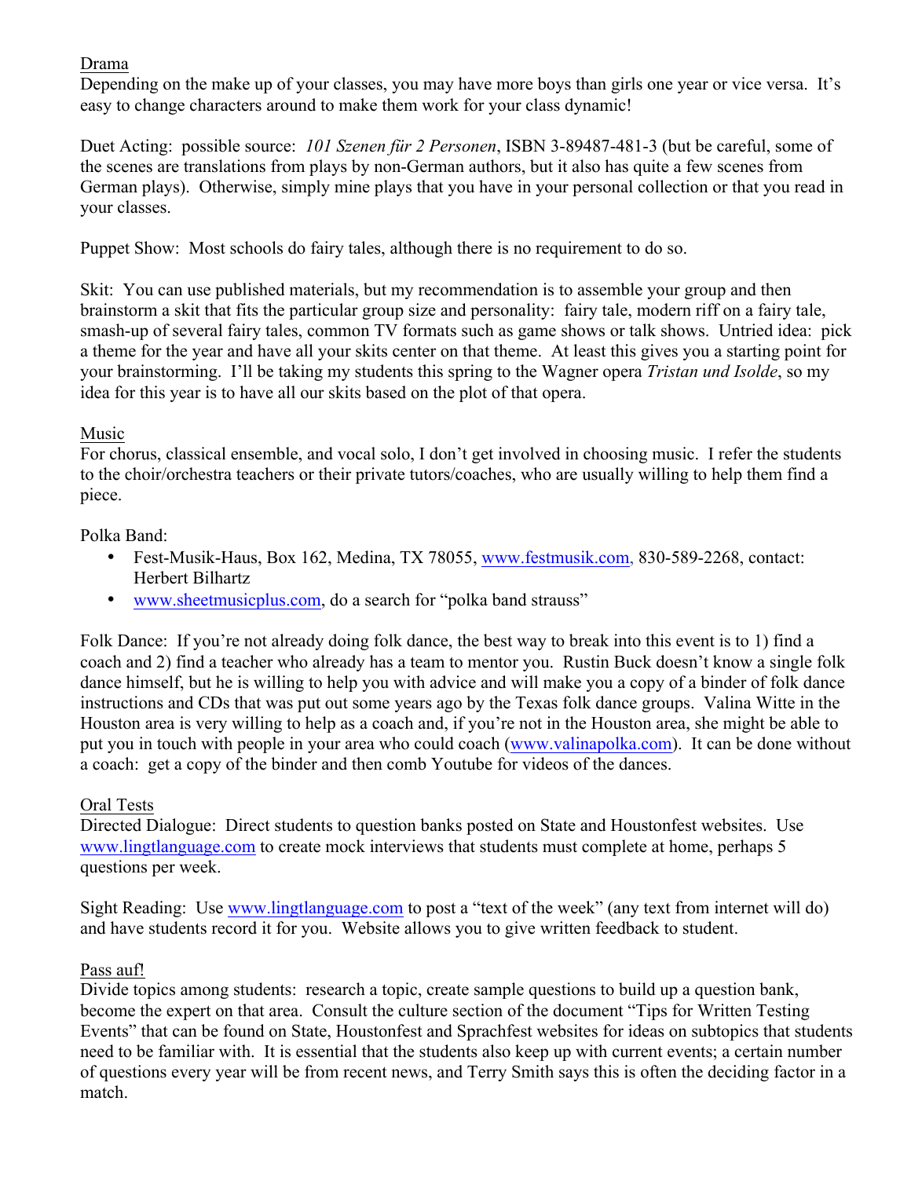Drama

Depending on the make up of your classes, you may have more boys than girls one year or vice versa. It's easy to change characters around to make them work for your class dynamic!

Duet Acting: possible source: *101 Szenen für 2 Personen*, ISBN 3-89487-481-3 (but be careful, some of the scenes are translations from plays by non-German authors, but it also has quite a few scenes from German plays). Otherwise, simply mine plays that you have in your personal collection or that you read in your classes.

Puppet Show: Most schools do fairy tales, although there is no requirement to do so.

Skit: You can use published materials, but my recommendation is to assemble your group and then brainstorm a skit that fits the particular group size and personality: fairy tale, modern riff on a fairy tale, smash-up of several fairy tales, common TV formats such as game shows or talk shows. Untried idea: pick a theme for the year and have all your skits center on that theme. At least this gives you a starting point for your brainstorming. I'll be taking my students this spring to the Wagner opera *Tristan und Isolde*, so my idea for this year is to have all our skits based on the plot of that opera.

Music

For chorus, classical ensemble, and vocal solo, I don't get involved in choosing music. I refer the students to the choir/orchestra teachers or their private tutors/coaches, who are usually willing to help them find a piece.

Polka Band:

- Fest-Musik-Haus, Box 162, Medina, TX 78055, www.festmusik.com, 830-589-2268, contact: Herbert Bilhartz
- www.sheetmusicplus.com, do a search for "polka band strauss"

Folk Dance: If you're not already doing folk dance, the best way to break into this event is to 1) find a coach and 2) find a teacher who already has a team to mentor you. Rustin Buck doesn't know a single folk dance himself, but he is willing to help you with advice and will make you a copy of a binder of folk dance instructions and CDs that was put out some years ago by the Texas folk dance groups. Valina Witte in the Houston area is very willing to help as a coach and, if you're not in the Houston area, she might be able to put you in touch with people in your area who could coach (www.valinapolka.com). It can be done without a coach: get a copy of the binder and then comb Youtube for videos of the dances.

Oral Tests

Directed Dialogue: Direct students to question banks posted on State and Houstonfest websites. Use www.lingtlanguage.com to create mock interviews that students must complete at home, perhaps 5 questions per week.

Sight Reading: Use www.lingtlanguage.com to post a "text of the week" (any text from internet will do) and have students record it for you. Website allows you to give written feedback to student.

Pass auf!

Divide topics among students: research a topic, create sample questions to build up a question bank, become the expert on that area. Consult the culture section of the document "Tips for Written Testing Events" that can be found on State, Houstonfest and Sprachfest websites for ideas on subtopics that students need to be familiar with. It is essential that the students also keep up with current events; a certain number of questions every year will be from recent news, and Terry Smith says this is often the deciding factor in a match.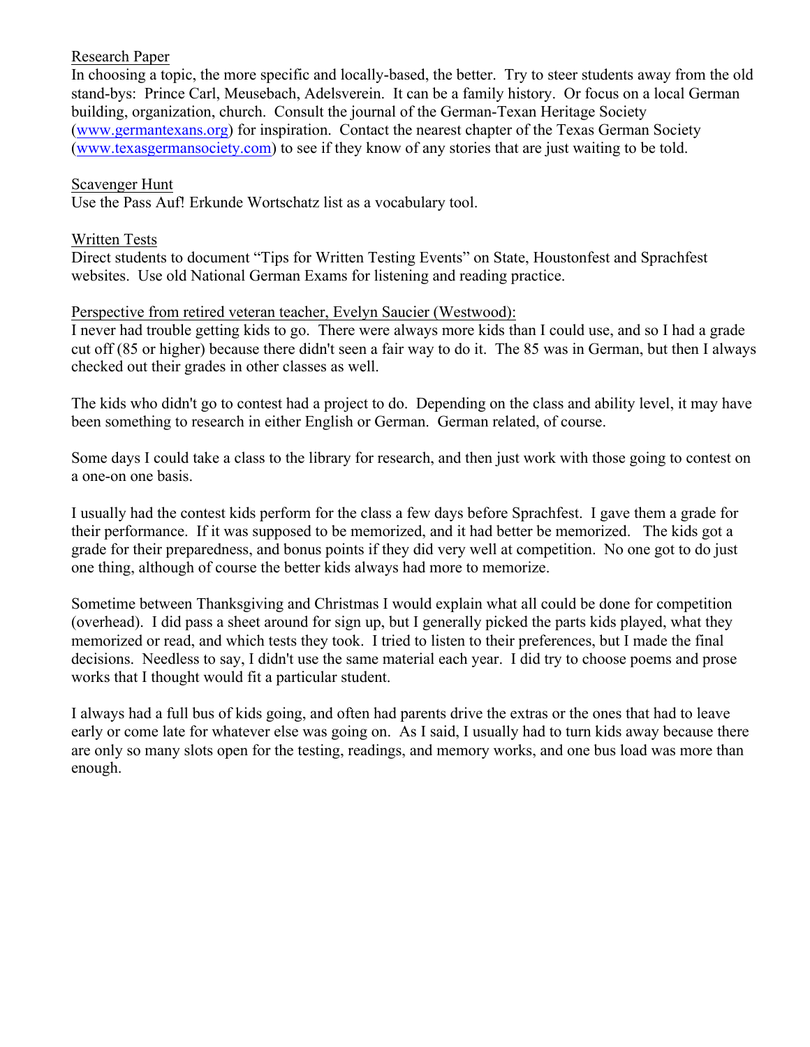<u>Research Paper</u>

In choosing a topic, the more specific and locally-based, the better. Try to steer students away from the old stand-bys: Prince Carl, Meusebach, Adelsverein. It can be a family history. Or focus on a local German building, organization, church. Consult the journal of the German-Texan Heritage Society ([www.germantexans.org](http://www.germantexans.org)) for inspiration. Contact the nearest chapter of the Texas German Society ([www.texasgermansociety.com](http://www.texasgermansociety.com)) to see if they know of any stories that are just waiting to be told.

<u>Scavenger Hunt</u>

Use the Pass Auf! Erkunde Wortschatz list as a vocabulary tool.

<u>Written Tests</u>

Direct students to document "Tips for Written Testing Events" on State, Houstonfest and Sprachfest websites. Use old National German Exams for listening and reading practice.

<u>Perspective from retired veteran teacher, Evelyn Saucier (Westwood):</u>

I never had trouble getting kids to go. There were always more kids than I could use, and so I had a grade cut off (85 or higher) because there didn't seen a fair way to do it. The 85 was in German, but then I always checked out their grades in other classes as well.

The kids who didn't go to contest had a project to do. Depending on the class and ability level, it may have been something to research in either English or German. German related, of course.

Some days I could take a class to the library for research, and then just work with those going to contest on a one-on one basis.

I usually had the contest kids perform for the class a few days before Sprachfest. I gave them a grade for their performance. If it was supposed to be memorized, and it had better be memorized. The kids got a grade for their preparedness, and bonus points if they did very well at competition. No one got to do just one thing, although of course the better kids always had more to memorize.

Sometime between Thanksgiving and Christmas I would explain what all could be done for competition (overhead). I did pass a sheet around for sign up, but I generally picked the parts kids played, what they memorized or read, and which tests they took. I tried to listen to their preferences, but I made the final decisions. Needless to say, I didn't use the same material each year. I did try to choose poems and prose works that I thought would fit a particular student.

I always had a full bus of kids going, and often had parents drive the extras or the ones that had to leave early or come late for whatever else was going on. As I said, I usually had to turn kids away because there are only so many slots open for the testing, readings, and memory works, and one bus load was more than enough.